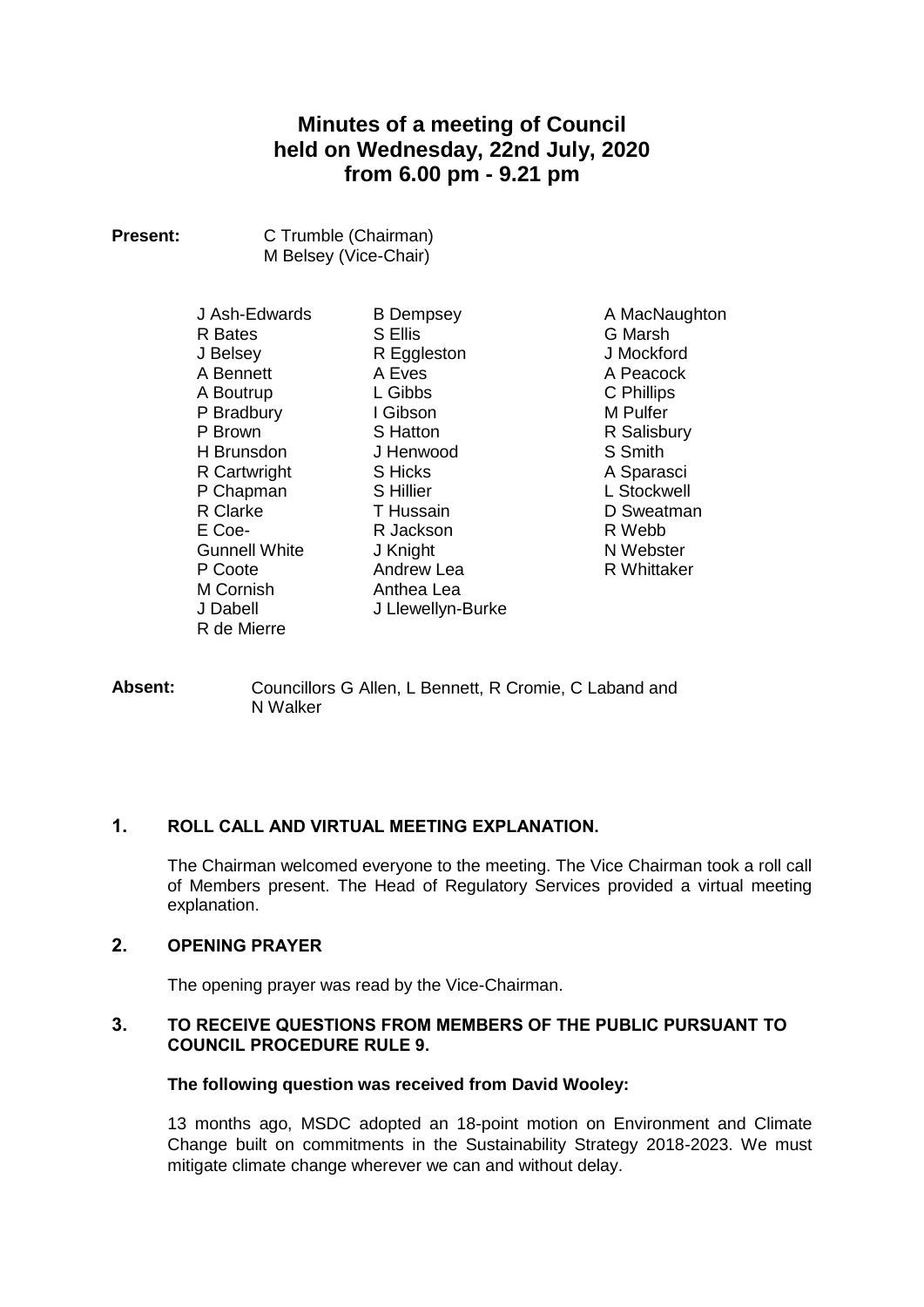# Minutes of a meeting of Council held on Wednesday, 22nd July, 2020 from 6.00 pm - 9.21 pm

**Present:** C Trumble (Chairman)
M Belsey (Vice-Chair)

J Ash-Edwards
R Bates
J Belsey
A Bennett
A Boutrup
P Bradbury
P Brown
H Brunsdon
R Cartwright
P Chapman
R Clarke
E Coe-Gunnell White
P Coote
M Cornish
J Dabell
R de Mierre
B Dempsey
S Ellis
R Eggleston
A Eves
L Gibbs
I Gibson
S Hatton
J Henwood
S Hicks
S Hillier
T Hussain
R Jackson
J Knight
Andrew Lea
Anthea Lea
J Llewellyn-Burke
A MacNaughton
G Marsh
J Mockford
A Peacock
C Phillips
M Pulfer
R Salisbury
S Smith
A Sparasci
L Stockwell
D Sweatman
R Webb
N Webster
R Whittaker

**Absent:** Councillors G Allen, L Bennett, R Cromie, C Laband and N Walker

## 1. ROLL CALL AND VIRTUAL MEETING EXPLANATION.

The Chairman welcomed everyone to the meeting. The Vice Chairman took a roll call of Members present. The Head of Regulatory Services provided a virtual meeting explanation.

## 2. OPENING PRAYER

The opening prayer was read by the Vice-Chairman.

## 3. TO RECEIVE QUESTIONS FROM MEMBERS OF THE PUBLIC PURSUANT TO COUNCIL PROCEDURE RULE 9.

**The following question was received from David Wooley:**

13 months ago, MSDC adopted an 18-point motion on Environment and Climate Change built on commitments in the Sustainability Strategy 2018-2023. We must mitigate climate change wherever we can and without delay.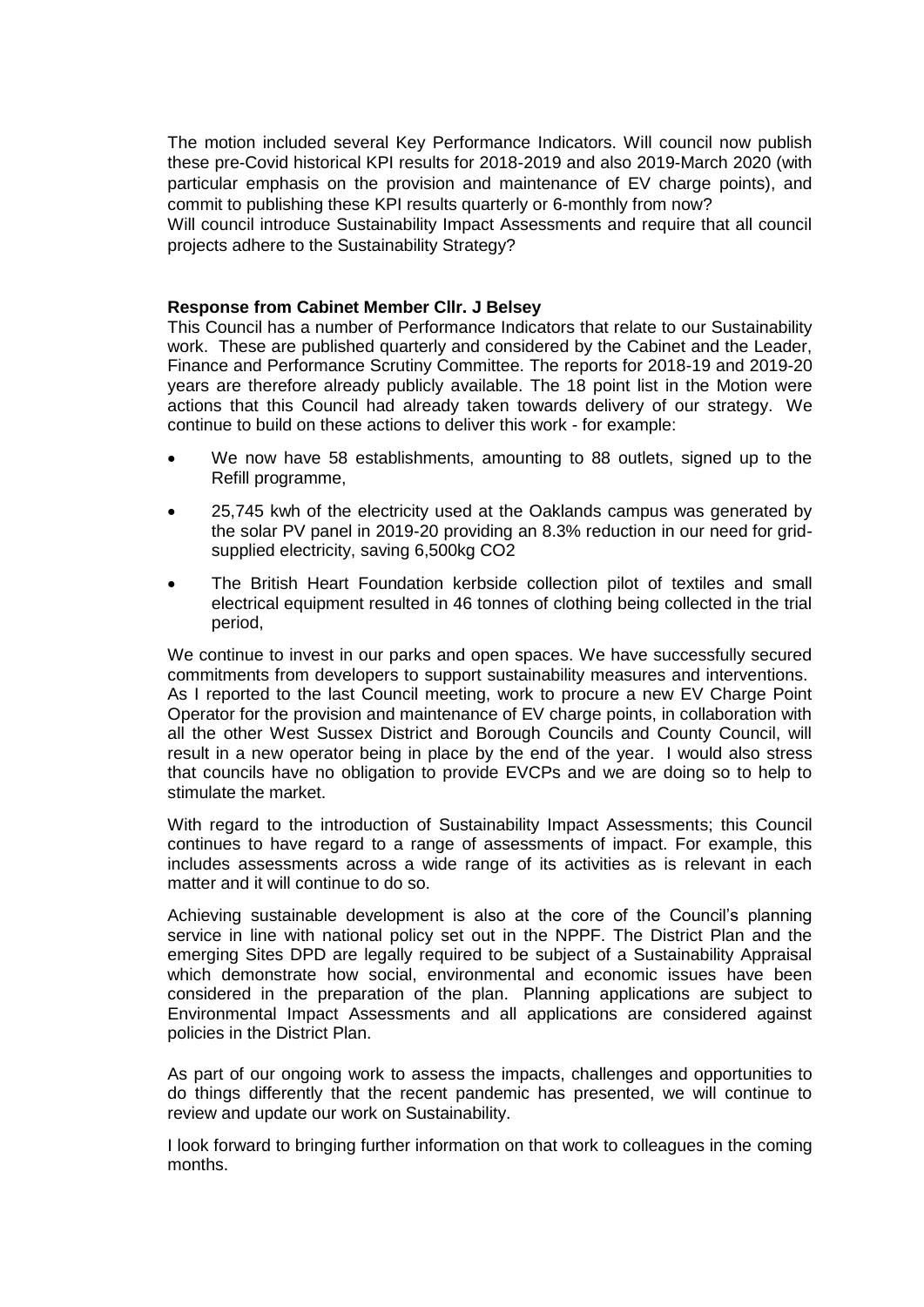The motion included several Key Performance Indicators. Will council now publish these pre-Covid historical KPI results for 2018-2019 and also 2019-March 2020 (with particular emphasis on the provision and maintenance of EV charge points), and commit to publishing these KPI results quarterly or 6-monthly from now?

Will council introduce Sustainability Impact Assessments and require that all council projects adhere to the Sustainability Strategy?

**Response from Cabinet Member Cllr. J Belsey**

This Council has a number of Performance Indicators that relate to our Sustainability work. These are published quarterly and considered by the Cabinet and the Leader, Finance and Performance Scrutiny Committee. The reports for 2018-19 and 2019-20 years are therefore already publicly available. The 18 point list in the Motion were actions that this Council had already taken towards delivery of our strategy. We continue to build on these actions to deliver this work - for example:

- We now have 58 establishments, amounting to 88 outlets, signed up to the Refill programme,
- 25,745 kwh of the electricity used at the Oaklands campus was generated by the solar PV panel in 2019-20 providing an 8.3% reduction in our need for grid-supplied electricity, saving 6,500kg CO2
- The British Heart Foundation kerbside collection pilot of textiles and small electrical equipment resulted in 46 tonnes of clothing being collected in the trial period,

We continue to invest in our parks and open spaces. We have successfully secured commitments from developers to support sustainability measures and interventions. As I reported to the last Council meeting, work to procure a new EV Charge Point Operator for the provision and maintenance of EV charge points, in collaboration with all the other West Sussex District and Borough Councils and County Council, will result in a new operator being in place by the end of the year. I would also stress that councils have no obligation to provide EVCPs and we are doing so to help to stimulate the market.

With regard to the introduction of Sustainability Impact Assessments; this Council continues to have regard to a range of assessments of impact. For example, this includes assessments across a wide range of its activities as is relevant in each matter and it will continue to do so.

Achieving sustainable development is also at the core of the Council's planning service in line with national policy set out in the NPPF. The District Plan and the emerging Sites DPD are legally required to be subject of a Sustainability Appraisal which demonstrate how social, environmental and economic issues have been considered in the preparation of the plan. Planning applications are subject to Environmental Impact Assessments and all applications are considered against policies in the District Plan.

As part of our ongoing work to assess the impacts, challenges and opportunities to do things differently that the recent pandemic has presented, we will continue to review and update our work on Sustainability.

I look forward to bringing further information on that work to colleagues in the coming months.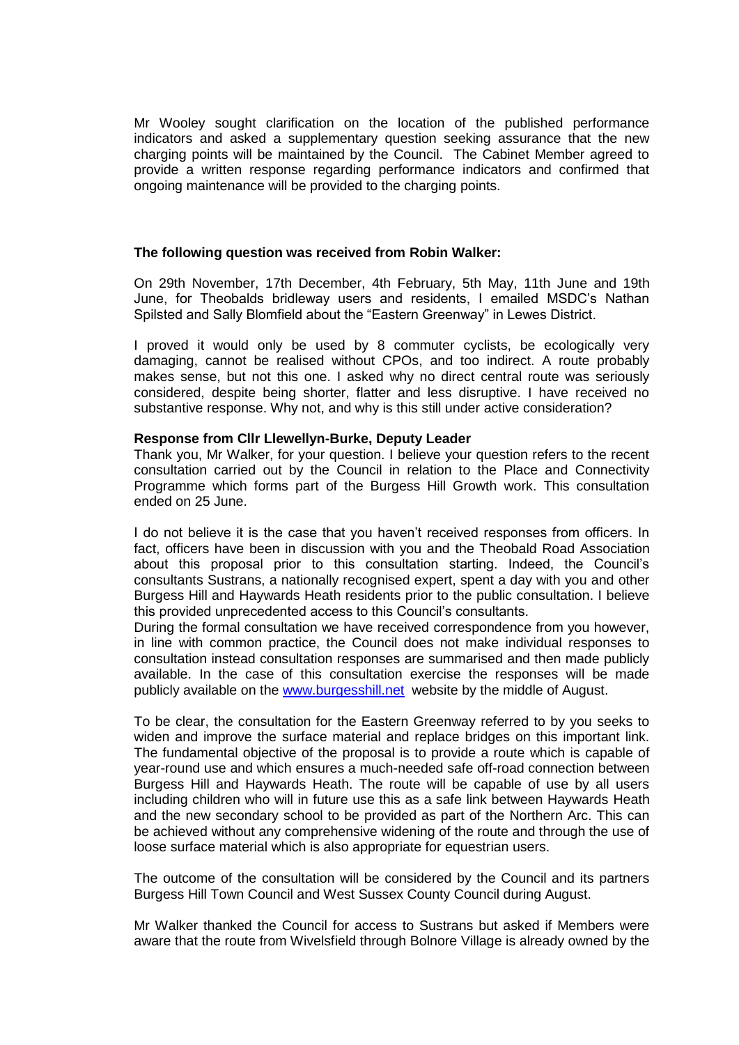Mr Wooley sought clarification on the location of the published performance indicators and asked a supplementary question seeking assurance that the new charging points will be maintained by the Council. The Cabinet Member agreed to provide a written response regarding performance indicators and confirmed that ongoing maintenance will be provided to the charging points.

**The following question was received from Robin Walker:**

On 29th November, 17th December, 4th February, 5th May, 11th June and 19th June, for Theobalds bridleway users and residents, I emailed MSDC's Nathan Spilsted and Sally Blomfield about the "Eastern Greenway" in Lewes District.

I proved it would only be used by 8 commuter cyclists, be ecologically very damaging, cannot be realised without CPOs, and too indirect. A route probably makes sense, but not this one. I asked why no direct central route was seriously considered, despite being shorter, flatter and less disruptive. I have received no substantive response. Why not, and why is this still under active consideration?

**Response from Cllr Llewellyn-Burke, Deputy Leader**

Thank you, Mr Walker, for your question. I believe your question refers to the recent consultation carried out by the Council in relation to the Place and Connectivity Programme which forms part of the Burgess Hill Growth work. This consultation ended on 25 June.

I do not believe it is the case that you haven't received responses from officers. In fact, officers have been in discussion with you and the Theobald Road Association about this proposal prior to this consultation starting. Indeed, the Council's consultants Sustrans, a nationally recognised expert, spent a day with you and other Burgess Hill and Haywards Heath residents prior to the public consultation. I believe this provided unprecedented access to this Council's consultants.

During the formal consultation we have received correspondence from you however, in line with common practice, the Council does not make individual responses to consultation instead consultation responses are summarised and then made publicly available. In the case of this consultation exercise the responses will be made publicly available on the [www.burgesshill.net](http://www.burgesshill.net) website by the middle of August.

To be clear, the consultation for the Eastern Greenway referred to by you seeks to widen and improve the surface material and replace bridges on this important link. The fundamental objective of the proposal is to provide a route which is capable of year-round use and which ensures a much-needed safe off-road connection between Burgess Hill and Haywards Heath. The route will be capable of use by all users including children who will in future use this as a safe link between Haywards Heath and the new secondary school to be provided as part of the Northern Arc. This can be achieved without any comprehensive widening of the route and through the use of loose surface material which is also appropriate for equestrian users.

The outcome of the consultation will be considered by the Council and its partners Burgess Hill Town Council and West Sussex County Council during August.

Mr Walker thanked the Council for access to Sustrans but asked if Members were aware that the route from Wivelsfield through Bolnore Village is already owned by the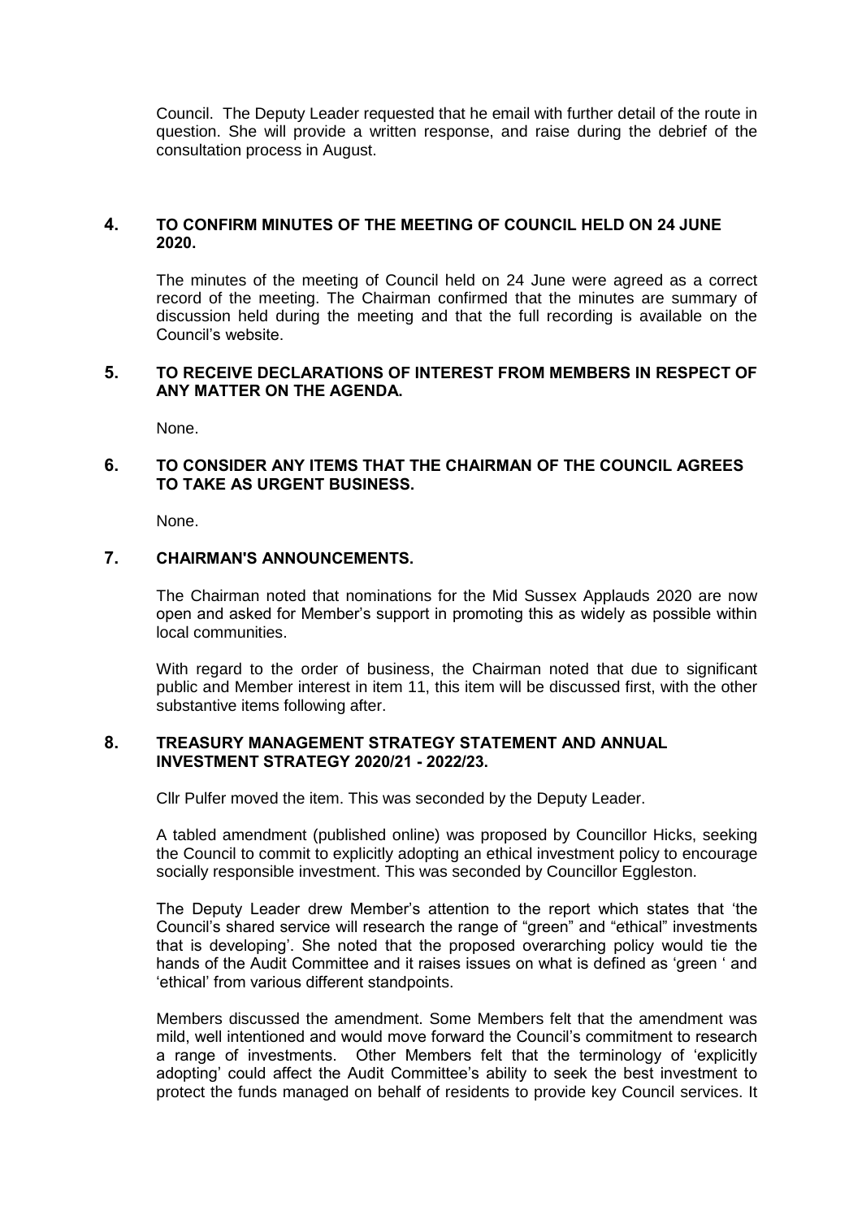Council. The Deputy Leader requested that he email with further detail of the route in question. She will provide a written response, and raise during the debrief of the consultation process in August.

## 4. TO CONFIRM MINUTES OF THE MEETING OF COUNCIL HELD ON 24 JUNE 2020.

The minutes of the meeting of Council held on 24 June were agreed as a correct record of the meeting. The Chairman confirmed that the minutes are summary of discussion held during the meeting and that the full recording is available on the Council's website.

## 5. TO RECEIVE DECLARATIONS OF INTEREST FROM MEMBERS IN RESPECT OF ANY MATTER ON THE AGENDA.

None.

## 6. TO CONSIDER ANY ITEMS THAT THE CHAIRMAN OF THE COUNCIL AGREES TO TAKE AS URGENT BUSINESS.

None.

## 7. CHAIRMAN'S ANNOUNCEMENTS.

The Chairman noted that nominations for the Mid Sussex Applauds 2020 are now open and asked for Member's support in promoting this as widely as possible within local communities.

With regard to the order of business, the Chairman noted that due to significant public and Member interest in item 11, this item will be discussed first, with the other substantive items following after.

## 8. TREASURY MANAGEMENT STRATEGY STATEMENT AND ANNUAL INVESTMENT STRATEGY 2020/21 - 2022/23.

Cllr Pulfer moved the item. This was seconded by the Deputy Leader.

A tabled amendment (published online) was proposed by Councillor Hicks, seeking the Council to commit to explicitly adopting an ethical investment policy to encourage socially responsible investment. This was seconded by Councillor Eggleston.

The Deputy Leader drew Member's attention to the report which states that 'the Council's shared service will research the range of "green" and "ethical" investments that is developing'. She noted that the proposed overarching policy would tie the hands of the Audit Committee and it raises issues on what is defined as 'green ' and 'ethical' from various different standpoints.

Members discussed the amendment. Some Members felt that the amendment was mild, well intentioned and would move forward the Council's commitment to research a range of investments. Other Members felt that the terminology of 'explicitly adopting' could affect the Audit Committee's ability to seek the best investment to protect the funds managed on behalf of residents to provide key Council services. It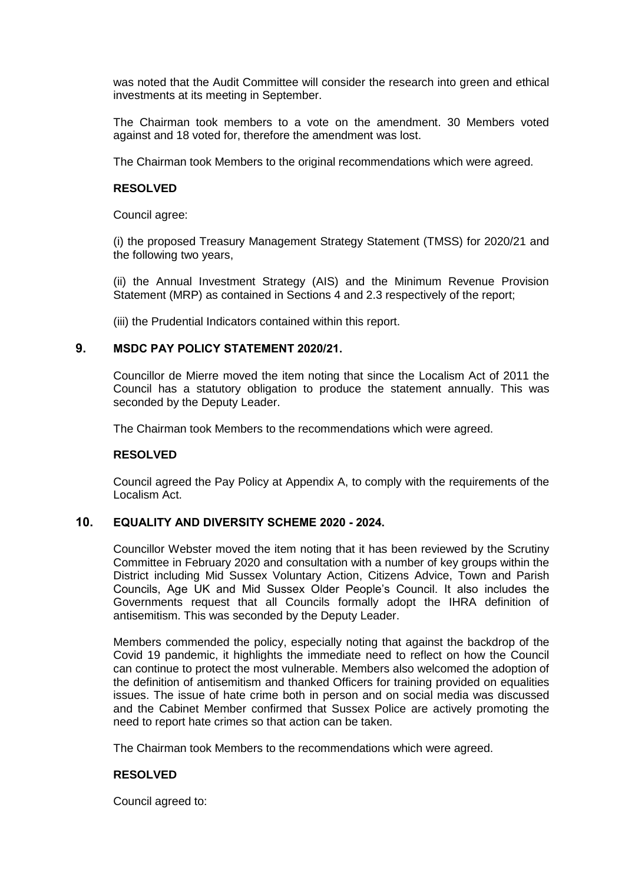was noted that the Audit Committee will consider the research into green and ethical investments at its meeting in September.

The Chairman took members to a vote on the amendment. 30 Members voted against and 18 voted for, therefore the amendment was lost.

The Chairman took Members to the original recommendations which were agreed.

**RESOLVED**

Council agree:

(i) the proposed Treasury Management Strategy Statement (TMSS) for 2020/21 and the following two years,

(ii) the Annual Investment Strategy (AIS) and the Minimum Revenue Provision Statement (MRP) as contained in Sections 4 and 2.3 respectively of the report;

(iii) the Prudential Indicators contained within this report.

## 9. MSDC PAY POLICY STATEMENT 2020/21.

Councillor de Mierre moved the item noting that since the Localism Act of 2011 the Council has a statutory obligation to produce the statement annually. This was seconded by the Deputy Leader.

The Chairman took Members to the recommendations which were agreed.

**RESOLVED**

Council agreed the Pay Policy at Appendix A, to comply with the requirements of the Localism Act.

## 10. EQUALITY AND DIVERSITY SCHEME 2020 - 2024.

Councillor Webster moved the item noting that it has been reviewed by the Scrutiny Committee in February 2020 and consultation with a number of key groups within the District including Mid Sussex Voluntary Action, Citizens Advice, Town and Parish Councils, Age UK and Mid Sussex Older People's Council. It also includes the Governments request that all Councils formally adopt the IHRA definition of antisemitism. This was seconded by the Deputy Leader.

Members commended the policy, especially noting that against the backdrop of the Covid 19 pandemic, it highlights the immediate need to reflect on how the Council can continue to protect the most vulnerable. Members also welcomed the adoption of the definition of antisemitism and thanked Officers for training provided on equalities issues. The issue of hate crime both in person and on social media was discussed and the Cabinet Member confirmed that Sussex Police are actively promoting the need to report hate crimes so that action can be taken.

The Chairman took Members to the recommendations which were agreed.

**RESOLVED**

Council agreed to: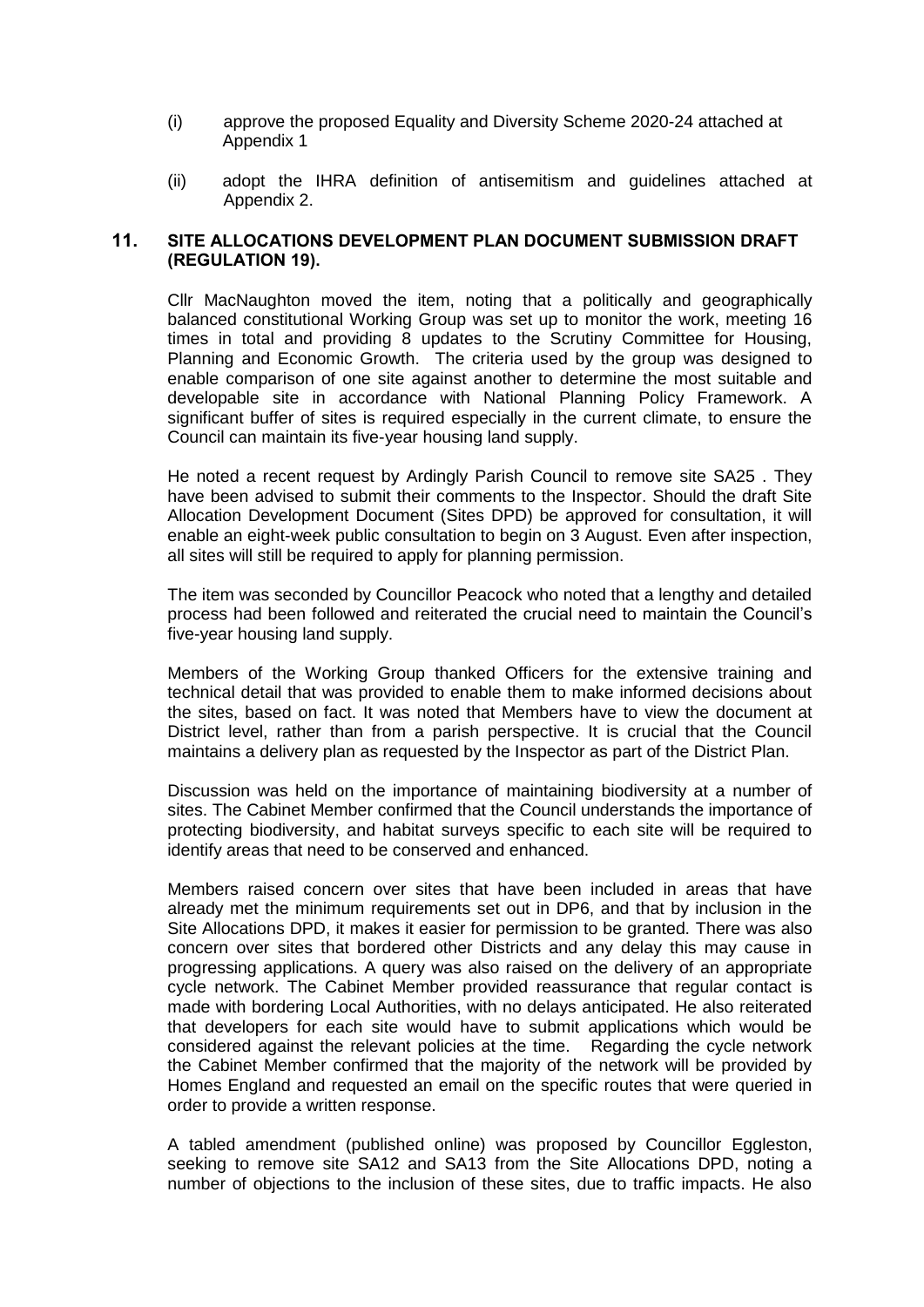(i) approve the proposed Equality and Diversity Scheme 2020-24 attached at Appendix 1

(ii) adopt the IHRA definition of antisemitism and guidelines attached at Appendix 2.

## 11. SITE ALLOCATIONS DEVELOPMENT PLAN DOCUMENT SUBMISSION DRAFT (REGULATION 19).

Cllr MacNaughton moved the item, noting that a politically and geographically balanced constitutional Working Group was set up to monitor the work, meeting 16 times in total and providing 8 updates to the Scrutiny Committee for Housing, Planning and Economic Growth. The criteria used by the group was designed to enable comparison of one site against another to determine the most suitable and developable site in accordance with National Planning Policy Framework. A significant buffer of sites is required especially in the current climate, to ensure the Council can maintain its five-year housing land supply.

He noted a recent request by Ardingly Parish Council to remove site SA25 . They have been advised to submit their comments to the Inspector. Should the draft Site Allocation Development Document (Sites DPD) be approved for consultation, it will enable an eight-week public consultation to begin on 3 August. Even after inspection, all sites will still be required to apply for planning permission.

The item was seconded by Councillor Peacock who noted that a lengthy and detailed process had been followed and reiterated the crucial need to maintain the Council's five-year housing land supply.

Members of the Working Group thanked Officers for the extensive training and technical detail that was provided to enable them to make informed decisions about the sites, based on fact. It was noted that Members have to view the document at District level, rather than from a parish perspective. It is crucial that the Council maintains a delivery plan as requested by the Inspector as part of the District Plan.

Discussion was held on the importance of maintaining biodiversity at a number of sites. The Cabinet Member confirmed that the Council understands the importance of protecting biodiversity, and habitat surveys specific to each site will be required to identify areas that need to be conserved and enhanced.

Members raised concern over sites that have been included in areas that have already met the minimum requirements set out in DP6, and that by inclusion in the Site Allocations DPD, it makes it easier for permission to be granted. There was also concern over sites that bordered other Districts and any delay this may cause in progressing applications. A query was also raised on the delivery of an appropriate cycle network. The Cabinet Member provided reassurance that regular contact is made with bordering Local Authorities, with no delays anticipated. He also reiterated that developers for each site would have to submit applications which would be considered against the relevant policies at the time. Regarding the cycle network the Cabinet Member confirmed that the majority of the network will be provided by Homes England and requested an email on the specific routes that were queried in order to provide a written response.

A tabled amendment (published online) was proposed by Councillor Eggleston, seeking to remove site SA12 and SA13 from the Site Allocations DPD, noting a number of objections to the inclusion of these sites, due to traffic impacts. He also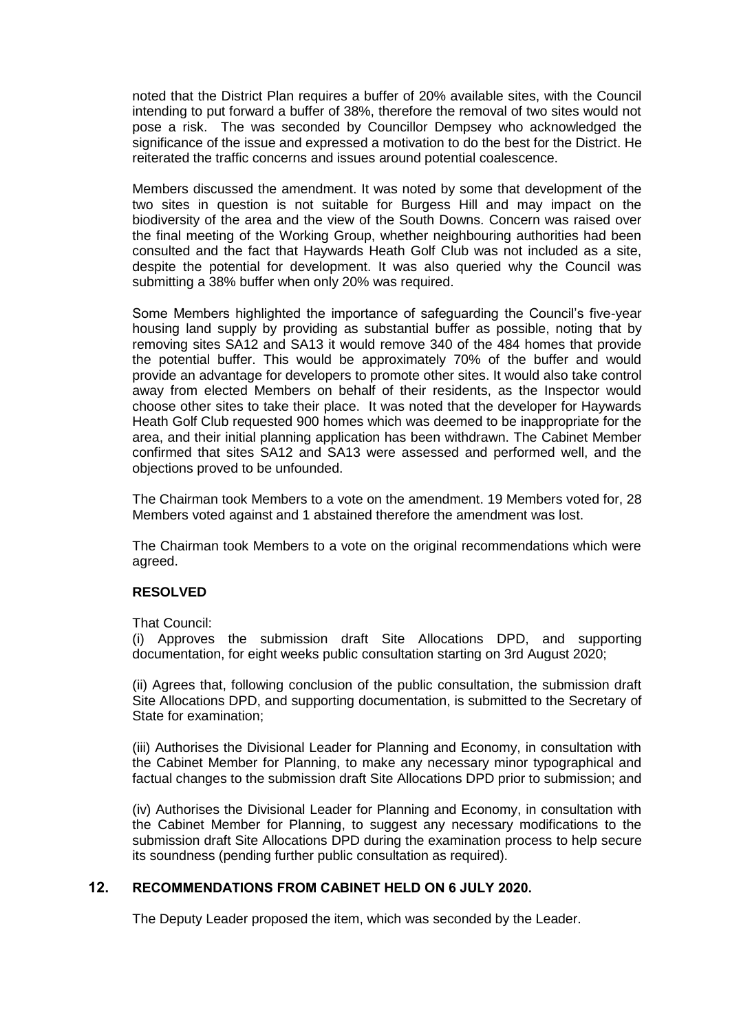noted that the District Plan requires a buffer of 20% available sites, with the Council intending to put forward a buffer of 38%, therefore the removal of two sites would not pose a risk. The was seconded by Councillor Dempsey who acknowledged the significance of the issue and expressed a motivation to do the best for the District. He reiterated the traffic concerns and issues around potential coalescence.

Members discussed the amendment. It was noted by some that development of the two sites in question is not suitable for Burgess Hill and may impact on the biodiversity of the area and the view of the South Downs. Concern was raised over the final meeting of the Working Group, whether neighbouring authorities had been consulted and the fact that Haywards Heath Golf Club was not included as a site, despite the potential for development. It was also queried why the Council was submitting a 38% buffer when only 20% was required.

Some Members highlighted the importance of safeguarding the Council's five-year housing land supply by providing as substantial buffer as possible, noting that by removing sites SA12 and SA13 it would remove 340 of the 484 homes that provide the potential buffer. This would be approximately 70% of the buffer and would provide an advantage for developers to promote other sites. It would also take control away from elected Members on behalf of their residents, as the Inspector would choose other sites to take their place. It was noted that the developer for Haywards Heath Golf Club requested 900 homes which was deemed to be inappropriate for the area, and their initial planning application has been withdrawn. The Cabinet Member confirmed that sites SA12 and SA13 were assessed and performed well, and the objections proved to be unfounded.

The Chairman took Members to a vote on the amendment. 19 Members voted for, 28 Members voted against and 1 abstained therefore the amendment was lost.

The Chairman took Members to a vote on the original recommendations which were agreed.

**RESOLVED**

That Council:

(i) Approves the submission draft Site Allocations DPD, and supporting documentation, for eight weeks public consultation starting on 3rd August 2020;

(ii) Agrees that, following conclusion of the public consultation, the submission draft Site Allocations DPD, and supporting documentation, is submitted to the Secretary of State for examination;

(iii) Authorises the Divisional Leader for Planning and Economy, in consultation with the Cabinet Member for Planning, to make any necessary minor typographical and factual changes to the submission draft Site Allocations DPD prior to submission; and

(iv) Authorises the Divisional Leader for Planning and Economy, in consultation with the Cabinet Member for Planning, to suggest any necessary modifications to the submission draft Site Allocations DPD during the examination process to help secure its soundness (pending further public consultation as required).

## 12. RECOMMENDATIONS FROM CABINET HELD ON 6 JULY 2020.

The Deputy Leader proposed the item, which was seconded by the Leader.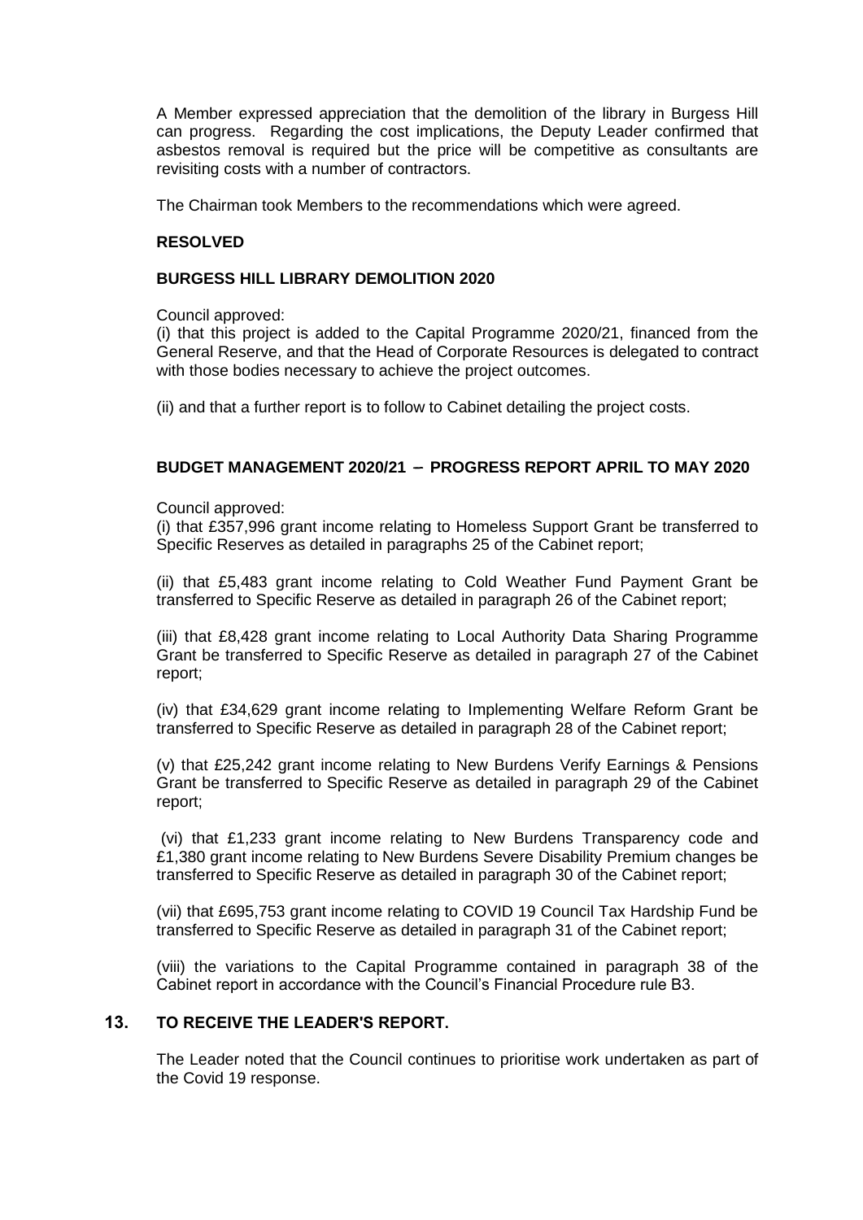A Member expressed appreciation that the demolition of the library in Burgess Hill can progress. Regarding the cost implications, the Deputy Leader confirmed that asbestos removal is required but the price will be competitive as consultants are revisiting costs with a number of contractors.

The Chairman took Members to the recommendations which were agreed.

**RESOLVED**

**BURGESS HILL LIBRARY DEMOLITION 2020**

Council approved:
(i) that this project is added to the Capital Programme 2020/21, financed from the General Reserve, and that the Head of Corporate Resources is delegated to contract with those bodies necessary to achieve the project outcomes.

(ii) and that a further report is to follow to Cabinet detailing the project costs.

**BUDGET MANAGEMENT 2020/21 – PROGRESS REPORT APRIL TO MAY 2020**

Council approved:
(i) that £357,996 grant income relating to Homeless Support Grant be transferred to Specific Reserves as detailed in paragraphs 25 of the Cabinet report;

(ii) that £5,483 grant income relating to Cold Weather Fund Payment Grant be transferred to Specific Reserve as detailed in paragraph 26 of the Cabinet report;

(iii) that £8,428 grant income relating to Local Authority Data Sharing Programme Grant be transferred to Specific Reserve as detailed in paragraph 27 of the Cabinet report;

(iv) that £34,629 grant income relating to Implementing Welfare Reform Grant be transferred to Specific Reserve as detailed in paragraph 28 of the Cabinet report;

(v) that £25,242 grant income relating to New Burdens Verify Earnings & Pensions Grant be transferred to Specific Reserve as detailed in paragraph 29 of the Cabinet report;

(vi) that £1,233 grant income relating to New Burdens Transparency code and £1,380 grant income relating to New Burdens Severe Disability Premium changes be transferred to Specific Reserve as detailed in paragraph 30 of the Cabinet report;

(vii) that £695,753 grant income relating to COVID 19 Council Tax Hardship Fund be transferred to Specific Reserve as detailed in paragraph 31 of the Cabinet report;

(viii) the variations to the Capital Programme contained in paragraph 38 of the Cabinet report in accordance with the Council's Financial Procedure rule B3.

## 13. TO RECEIVE THE LEADER'S REPORT.

The Leader noted that the Council continues to prioritise work undertaken as part of the Covid 19 response.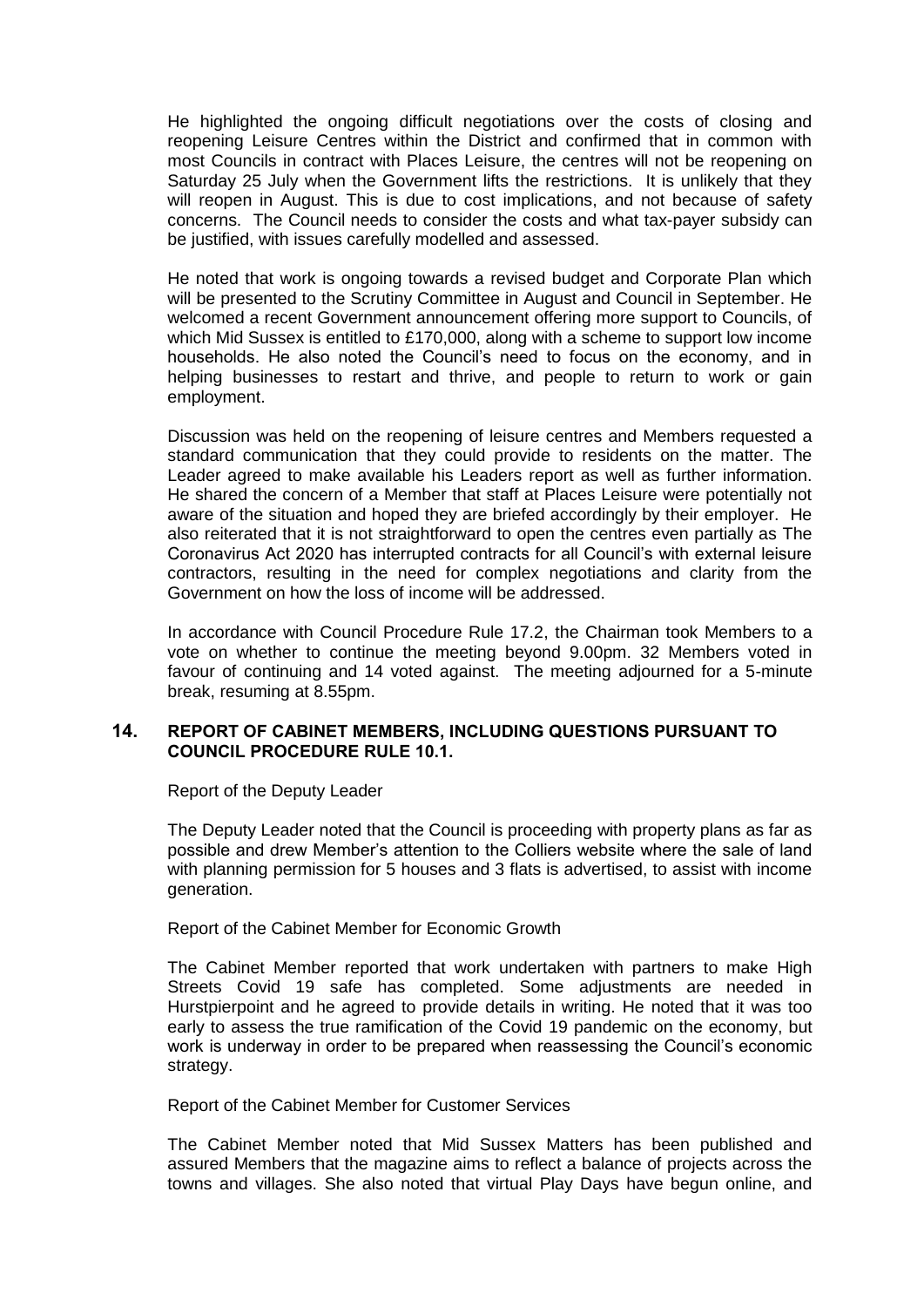He highlighted the ongoing difficult negotiations over the costs of closing and reopening Leisure Centres within the District and confirmed that in common with most Councils in contract with Places Leisure, the centres will not be reopening on Saturday 25 July when the Government lifts the restrictions. It is unlikely that they will reopen in August. This is due to cost implications, and not because of safety concerns. The Council needs to consider the costs and what tax-payer subsidy can be justified, with issues carefully modelled and assessed.

He noted that work is ongoing towards a revised budget and Corporate Plan which will be presented to the Scrutiny Committee in August and Council in September. He welcomed a recent Government announcement offering more support to Councils, of which Mid Sussex is entitled to £170,000, along with a scheme to support low income households. He also noted the Council's need to focus on the economy, and in helping businesses to restart and thrive, and people to return to work or gain employment.

Discussion was held on the reopening of leisure centres and Members requested a standard communication that they could provide to residents on the matter. The Leader agreed to make available his Leaders report as well as further information. He shared the concern of a Member that staff at Places Leisure were potentially not aware of the situation and hoped they are briefed accordingly by their employer. He also reiterated that it is not straightforward to open the centres even partially as The Coronavirus Act 2020 has interrupted contracts for all Council's with external leisure contractors, resulting in the need for complex negotiations and clarity from the Government on how the loss of income will be addressed.

In accordance with Council Procedure Rule 17.2, the Chairman took Members to a vote on whether to continue the meeting beyond 9.00pm. 32 Members voted in favour of continuing and 14 voted against. The meeting adjourned for a 5-minute break, resuming at 8.55pm.

## 14. REPORT OF CABINET MEMBERS, INCLUDING QUESTIONS PURSUANT TO COUNCIL PROCEDURE RULE 10.1.

Report of the Deputy Leader

The Deputy Leader noted that the Council is proceeding with property plans as far as possible and drew Member's attention to the Colliers website where the sale of land with planning permission for 5 houses and 3 flats is advertised, to assist with income generation.

Report of the Cabinet Member for Economic Growth

The Cabinet Member reported that work undertaken with partners to make High Streets Covid 19 safe has completed. Some adjustments are needed in Hurstpierpoint and he agreed to provide details in writing. He noted that it was too early to assess the true ramification of the Covid 19 pandemic on the economy, but work is underway in order to be prepared when reassessing the Council's economic strategy.

Report of the Cabinet Member for Customer Services

The Cabinet Member noted that Mid Sussex Matters has been published and assured Members that the magazine aims to reflect a balance of projects across the towns and villages. She also noted that virtual Play Days have begun online, and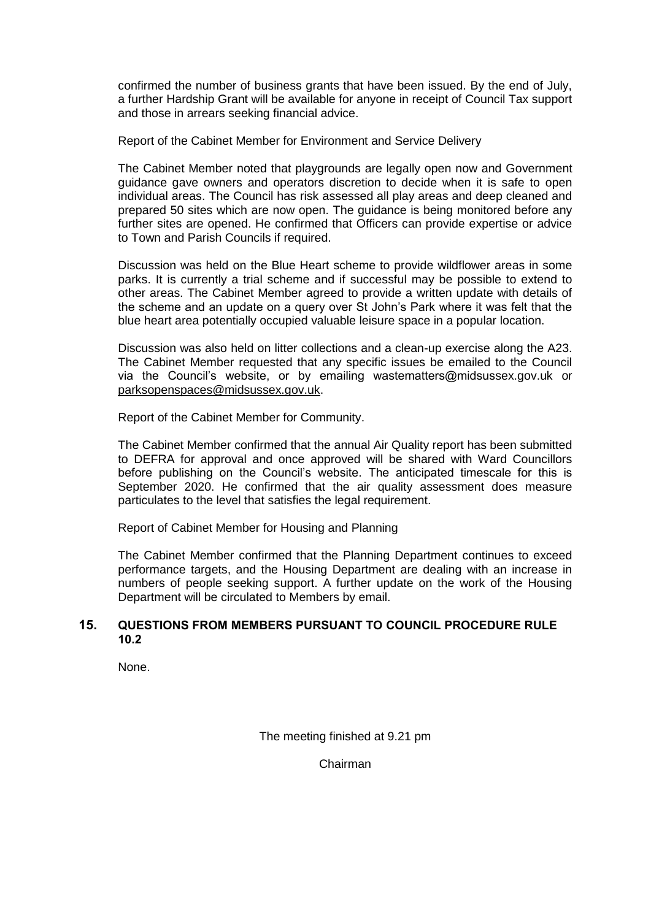confirmed the number of business grants that have been issued. By the end of July, a further Hardship Grant will be available for anyone in receipt of Council Tax support and those in arrears seeking financial advice.

Report of the Cabinet Member for Environment and Service Delivery

The Cabinet Member noted that playgrounds are legally open now and Government guidance gave owners and operators discretion to decide when it is safe to open individual areas. The Council has risk assessed all play areas and deep cleaned and prepared 50 sites which are now open. The guidance is being monitored before any further sites are opened. He confirmed that Officers can provide expertise or advice to Town and Parish Councils if required.

Discussion was held on the Blue Heart scheme to provide wildflower areas in some parks. It is currently a trial scheme and if successful may be possible to extend to other areas. The Cabinet Member agreed to provide a written update with details of the scheme and an update on a query over St John's Park where it was felt that the blue heart area potentially occupied valuable leisure space in a popular location.

Discussion was also held on litter collections and a clean-up exercise along the A23. The Cabinet Member requested that any specific issues be emailed to the Council via the Council's website, or by emailing wastematters@midsussex.gov.uk or parksopenspaces@midsussex.gov.uk.

Report of the Cabinet Member for Community.

The Cabinet Member confirmed that the annual Air Quality report has been submitted to DEFRA for approval and once approved will be shared with Ward Councillors before publishing on the Council's website. The anticipated timescale for this is September 2020. He confirmed that the air quality assessment does measure particulates to the level that satisfies the legal requirement.

Report of Cabinet Member for Housing and Planning

The Cabinet Member confirmed that the Planning Department continues to exceed performance targets, and the Housing Department are dealing with an increase in numbers of people seeking support. A further update on the work of the Housing Department will be circulated to Members by email.

## 15. QUESTIONS FROM MEMBERS PURSUANT TO COUNCIL PROCEDURE RULE 10.2

None.

The meeting finished at 9.21 pm

Chairman